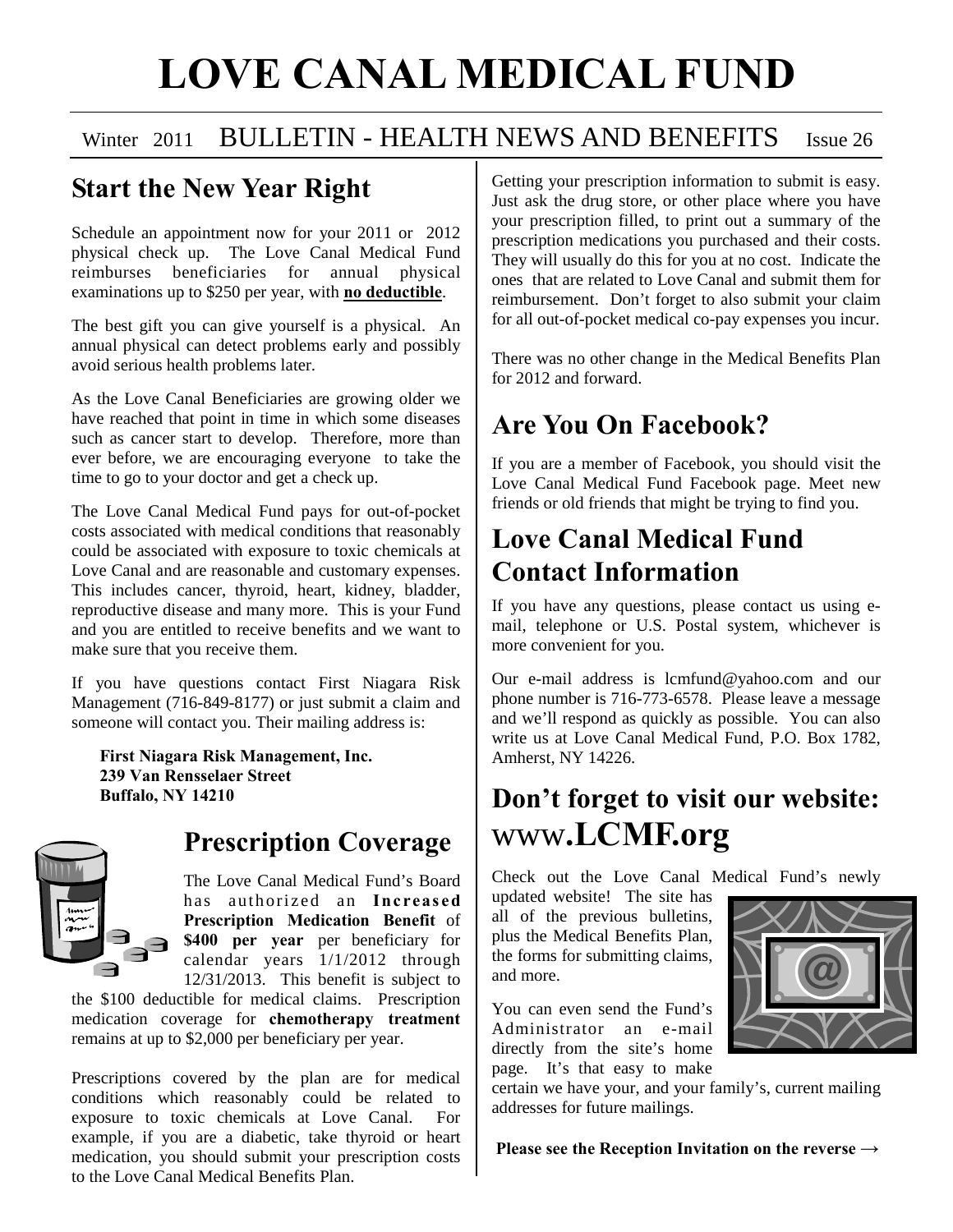# LOVE CANAL MEDICAL FUND

Winter 2011 BULLETIN - HEALTH NEWS AND BENEFITS Issue 26

## Start the New Year Right

Schedule an appointment now for your 2011 or 2012 physical check up. The Love Canal Medical Fund reimburses beneficiaries for annual physical examinations up to $250 per year, with **no deductible**.

The best gift you can give yourself is a physical. An annual physical can detect problems early and possibly avoid serious health problems later.

As the Love Canal Beneficiaries are growing older we have reached that point in time in which some diseases such as cancer start to develop. Therefore, more than ever before, we are encouraging everyone to take the time to go to your doctor and get a check up.

The Love Canal Medical Fund pays for out-of-pocket costs associated with medical conditions that reasonably could be associated with exposure to toxic chemicals at Love Canal and are reasonable and customary expenses. This includes cancer, thyroid, heart, kidney, bladder, reproductive disease and many more. This is your Fund and you are entitled to receive benefits and we want to make sure that you receive them.

If you have questions contact First Niagara Risk Management (716-849-8177) or just submit a claim and someone will contact you. Their mailing address is:

**First Niagara Risk Management, Inc.**
**239 Van Rensselaer Street**
**Buffalo, NY 14210**

## Prescription Coverage

The Love Canal Medical Fund's Board has authorized an **Increased Prescription Medication Benefit** of **$400 per year** per beneficiary for calendar years 1/1/2012 through 12/31/2013. This benefit is subject to the $100 deductible for medical claims. Prescription medication coverage for **chemotherapy treatment** remains at up to $2,000 per beneficiary per year.

Prescriptions covered by the plan are for medical conditions which reasonably could be related to exposure to toxic chemicals at Love Canal. For example, if you are a diabetic, take thyroid or heart medication, you should submit your prescription costs to the Love Canal Medical Benefits Plan.

Getting your prescription information to submit is easy. Just ask the drug store, or other place where you have your prescription filled, to print out a summary of the prescription medications you purchased and their costs. They will usually do this for you at no cost. Indicate the ones that are related to Love Canal and submit them for reimbursement. Don't forget to also submit your claim for all out-of-pocket medical co-pay expenses you incur.

There was no other change in the Medical Benefits Plan for 2012 and forward.

## Are You On Facebook?

If you are a member of Facebook, you should visit the Love Canal Medical Fund Facebook page. Meet new friends or old friends that might be trying to find you.

## Love Canal Medical Fund Contact Information

If you have any questions, please contact us using e-mail, telephone or U.S. Postal system, whichever is more convenient for you.

Our e-mail address is lcmfund@yahoo.com and our phone number is 716-773-6578. Please leave a message and we'll respond as quickly as possible. You can also write us at Love Canal Medical Fund, P.O. Box 1782, Amherst, NY 14226.

## Don't forget to visit our website: www.LCMF.org

Check out the Love Canal Medical Fund's newly updated website! The site has all of the previous bulletins, plus the Medical Benefits Plan, the forms for submitting claims, and more.

You can even send the Fund's Administrator an e-mail directly from the site's home page. It's that easy to make certain we have your, and your family's, current mailing addresses for future mailings.

**Please see the Reception Invitation on the reverse →**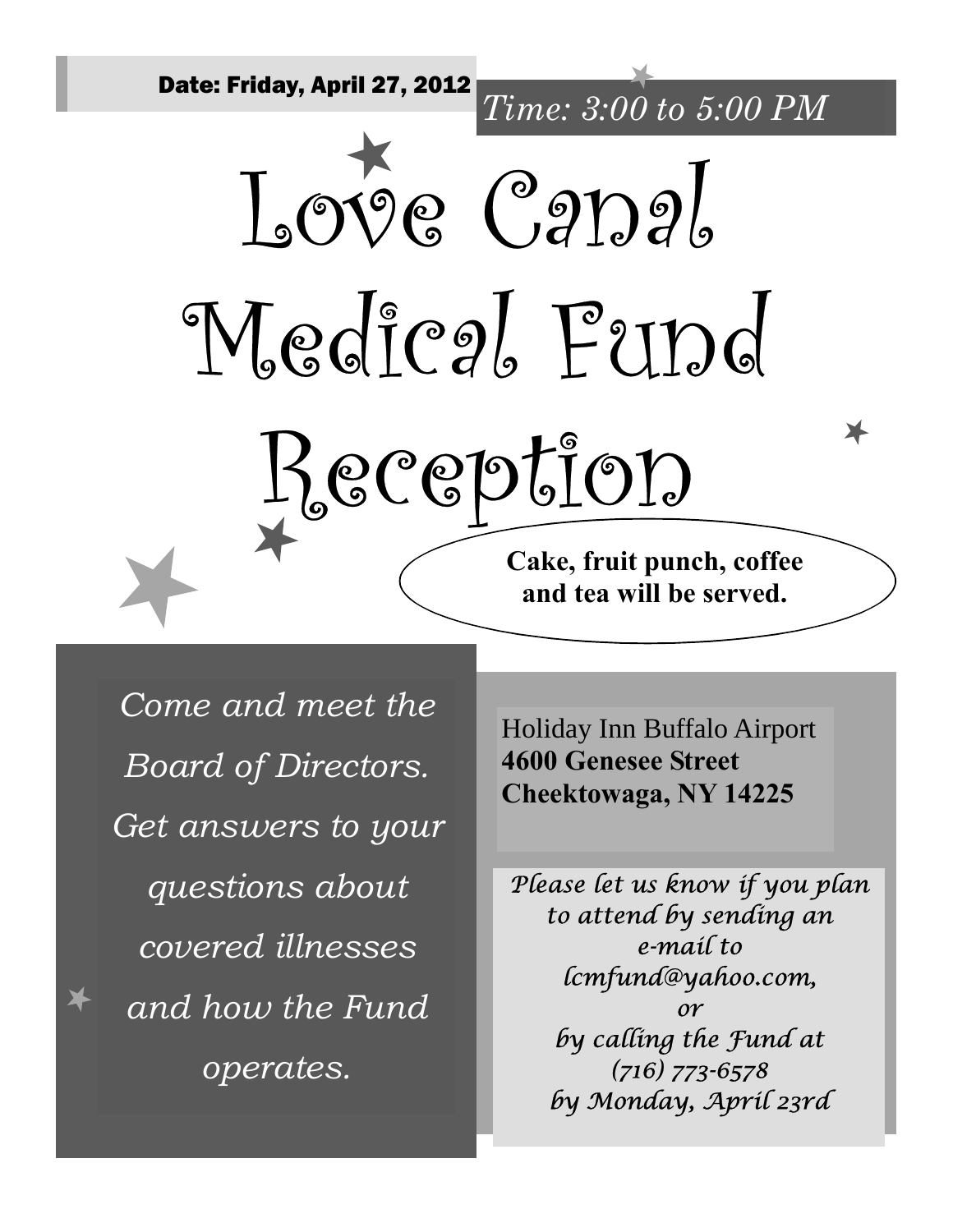**Date: Friday, April 27, 2012**

*Time: 3:00 to 5:00 PM*

# Love Canal Medical Fund Reception

**Cake, fruit punch, coffee and tea will be served.**

*Come and meet the Board of Directors. Get answers to your questions about covered illnesses and how the Fund operates.*

Holiday Inn Buffalo Airport
**4600 Genesee Street**
**Cheektowaga, NY 14225**

*Please let us know if you plan to attend by sending an e-mail to lcmfund@yahoo.com, or by calling the Fund at (716) 773-6578 by Monday, April 23rd*